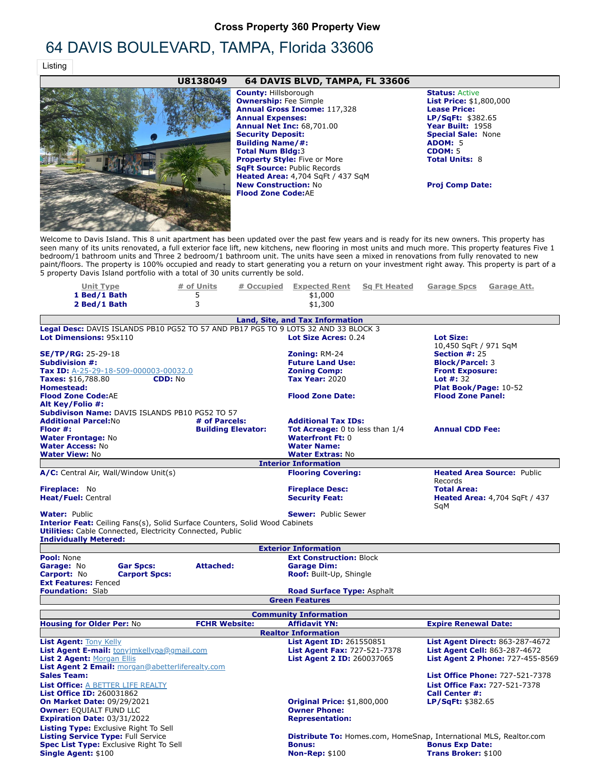## Cross Property 360 Property View

# 64 DAVIS BOULEVARD, TAMPA, Florida 33606

Listing

**U8138049 64 DAVIS BLVD, TAMPA, FL 33606**

**County:** Hillsborough
**Ownership:** Fee Simple
**Annual Gross Income:** 117,328
**Annual Expenses:**
**Annual Net Inc:** 68,701.00
**Security Deposit:**
**Building Name/#:**
**Total Num Bldg:** 3
**Property Style:** Five or More
**SqFt Source:** Public Records
**Heated Area:** 4,704 SqFt / 437 SqM
**New Construction:** No
**Flood Zone Code:** AE

**Status:** Active
**List Price:** $1,800,000
**Lease Price:**
**LP/SqFt:** $382.65
**Year Built:** 1958
**Special Sale:** None
**ADOM:** 5
**CDOM:** 5
**Total Units:** 8

**Proj Comp Date:**

Welcome to Davis Island. This 8 unit apartment has been updated over the past few years and is ready for its new owners. This property has seen many of its units renovated, a full exterior face lift, new kitchens, new flooring in most units and much more. This property features Five 1 bedroom/1 bathroom units and Three 2 bedroom/1 bathroom unit. The units have seen a mixed in renovations from fully renovated to new paint/floors. The property is 100% occupied and ready to start generating you a return on your investment right away. This property is part of a 5 property Davis Island portfolio with a total of 30 units currently be sold.

| Unit Type | # of Units | # Occupied | Expected Rent | Sq Ft Heated | Garage Spcs | Garage Att. |
|---|---|---|---|---|---|---|
| 1 Bed/1 Bath | 5 | | $1,000 | | | |
| 2 Bed/1 Bath | 3 | | $1,300 | | | |

### Land, Site, and Tax Information

**Legal Desc:** DAVIS ISLANDS PB10 PG52 TO 57 AND PB17 PG5 TO 9 LOTS 32 AND 33 BLOCK 3
**Lot Dimensions:** 95x110
**Lot Size Acres:** 0.24
**Lot Size:** 10,450 SqFt / 971 SqM
**SE/TP/RG:** 25-29-18
**Zoning:** RM-24
**Section #:** 25
**Subdivision #:**
**Future Land Use:**
**Block/Parcel:** 3
**Tax ID:** A-25-29-18-509-000003-00032.0
**Zoning Comp:**
**Front Exposure:**
**Taxes:** $16,788.80
**CDD:** No
**Tax Year:** 2020
**Lot #:** 32
**Homestead:**
**Plat Book/Page:** 10-52
**Flood Zone Code:** AE
**Flood Zone Date:**
**Flood Zone Panel:**
**Alt Key/Folio #:**
**Subdivison Name:** DAVIS ISLANDS PB10 PG52 TO 57
**Additional Parcel:** No
**# of Parcels:**
**Additional Tax IDs:**
**Floor #:**
**Building Elevator:**
**Tot Acreage:** 0 to less than 1/4
**Annual CDD Fee:**
**Water Frontage:** No
**Waterfront Ft:** 0
**Water Access:** No
**Water Name:**
**Water View:** No
**Water Extras:** No

### Interior Information

**A/C:** Central Air, Wall/Window Unit(s)
**Flooring Covering:**
**Heated Area Source:** Public Records
**Fireplace:** No
**Fireplace Desc:**
**Total Area:**
**Heat/Fuel:** Central
**Security Feat:**
**Heated Area:** 4,704 SqFt / 437 SqM
**Water:** Public
**Sewer:** Public Sewer
**Interior Feat:** Ceiling Fans(s), Solid Surface Counters, Solid Wood Cabinets
**Utilities:** Cable Connected, Electricity Connected, Public
**Individually Metered:**

### Exterior Information

**Pool:** None
**Ext Construction:** Block
**Garage:** No
**Gar Spcs:**
**Attached:**
**Garage Dim:**
**Carport:** No
**Carport Spcs:**
**Roof:** Built-Up, Shingle
**Ext Features:** Fenced
**Foundation:** Slab
**Road Surface Type:** Asphalt

### Green Features

### Community Information

**Housing for Older Per:** No
**FCHR Website:**
**Affidavit YN:**
**Expire Renewal Date:**

### Realtor Information

**List Agent:** Tony Kelly
**List Agent ID:** 261550851
**List Agent Direct:** 863-287-4672
**List Agent E-mail:** tonyjmkellypa@gmail.com
**List Agent Fax:** 727-521-7378
**List Agent Cell:** 863-287-4672
**List 2 Agent:** Morgan Ellis
**List Agent 2 ID:** 260037065
**List Agent 2 Phone:** 727-455-8569
**List Agent 2 Email:** morgan@abetterliferealty.com
**Sales Team:**
**List Office Phone:** 727-521-7378
**List Office:** A BETTER LIFE REALTY
**List Office Fax:** 727-521-7378
**List Office ID:** 260031862
**Call Center #:**
**On Market Date:** 09/29/2021
**Original Price:** $1,800,000
**LP/SqFt:** $382.65
**Owner:** EQUIALT FUND LLC
**Owner Phone:**
**Expiration Date:** 03/31/2022
**Representation:**
**Listing Type:** Exclusive Right To Sell
**Listing Service Type:** Full Service
**Distribute To:** Homes.com, HomeSnap, International MLS, Realtor.com
**Spec List Type:** Exclusive Right To Sell
**Bonus:**
**Bonus Exp Date:**
**Single Agent:** $100
**Non-Rep:** $100
**Trans Broker:** $100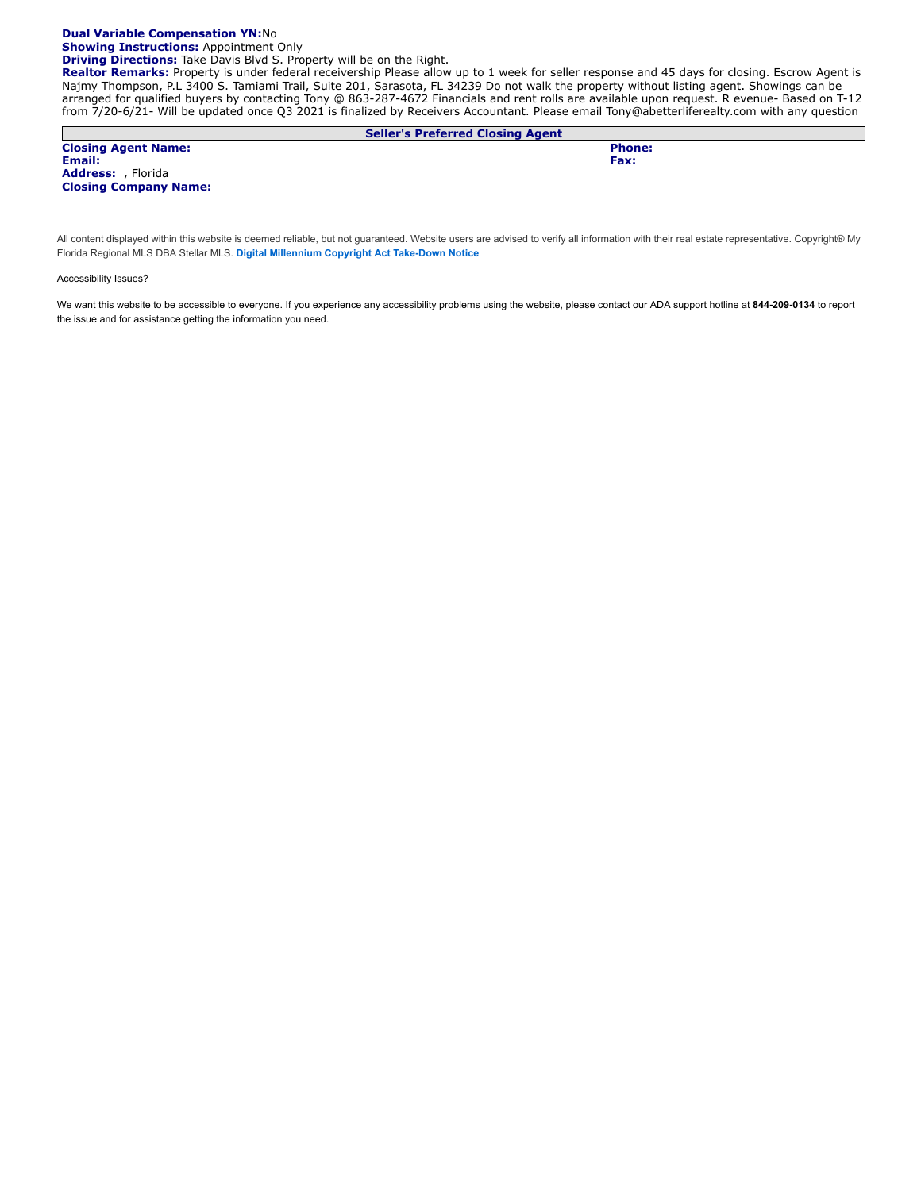**Dual Variable Compensation YN:**No
**Showing Instructions:** Appointment Only
**Driving Directions:** Take Davis Blvd S. Property will be on the Right.
**Realtor Remarks:** Property is under federal receivership Please allow up to 1 week for seller response and 45 days for closing. Escrow Agent is Najmy Thompson, P.L 3400 S. Tamiami Trail, Suite 201, Sarasota, FL 34239 Do not walk the property without listing agent. Showings can be arranged for qualified buyers by contacting Tony @ 863-287-4672 Financials and rent rolls are available upon request. R evenue- Based on T-12 from 7/20-6/21- Will be updated once Q3 2021 is finalized by Receivers Accountant. Please email Tony@abetterliferealty.com with any question

## Seller's Preferred Closing Agent

**Closing Agent Name:**
**Phone:**
**Email:**
**Fax:**
**Address:** , Florida
**Closing Company Name:**

All content displayed within this website is deemed reliable, but not guaranteed. Website users are advised to verify all information with their real estate representative. Copyright® My Florida Regional MLS DBA Stellar MLS. **Digital Millennium Copyright Act Take-Down Notice**

Accessibility Issues?

We want this website to be accessible to everyone. If you experience any accessibility problems using the website, please contact our ADA support hotline at **844-209-0134** to report the issue and for assistance getting the information you need.